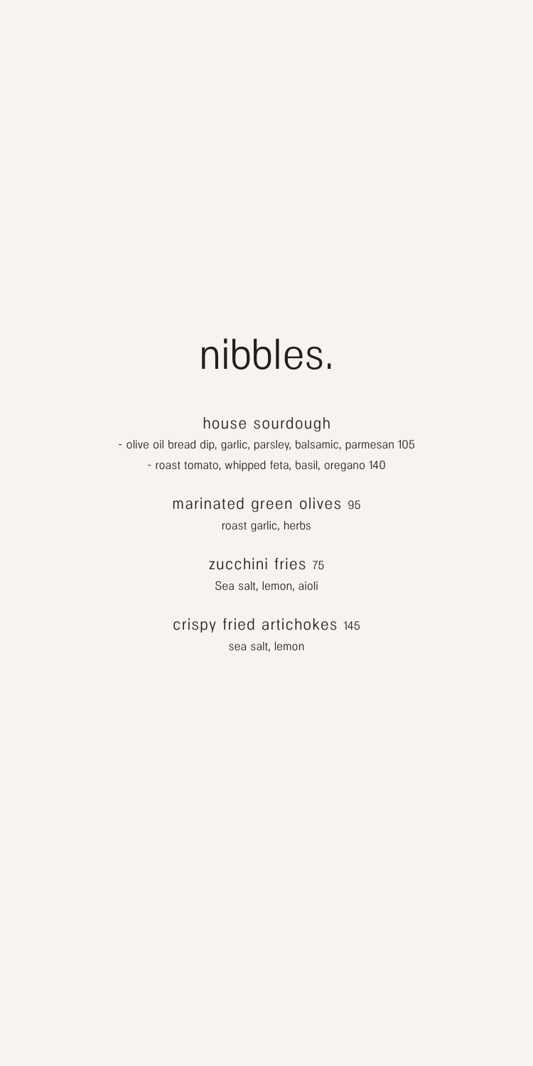# nibbles.

## house sourdough

- olive oil bread dip, garlic, parsley, balsamic, parmesan 105
- roast tomato, whipped feta, basil, oregano 140

## marinated green olives 95

roast garlic, herbs

## zucchini fries 75

Sea salt, lemon, aioli

## crispy fried artichokes 145

sea salt, lemon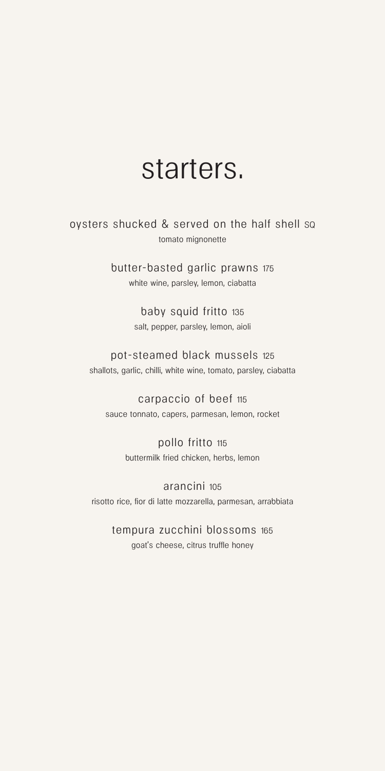# starters.

oysters shucked & served on the half shell SQ
tomato mignonette

butter-basted garlic prawns 175
white wine, parsley, lemon, ciabatta

baby squid fritto 135
salt, pepper, parsley, lemon, aioli

pot-steamed black mussels 125
shallots, garlic, chilli, white wine, tomato, parsley, ciabatta

carpaccio of beef 115
sauce tonnato, capers, parmesan, lemon, rocket

pollo fritto 115
buttermilk fried chicken, herbs, lemon

arancini 105
risotto rice, fior di latte mozzarella, parmesan, arrabbiata

tempura zucchini blossoms 165
goat's cheese, citrus truffle honey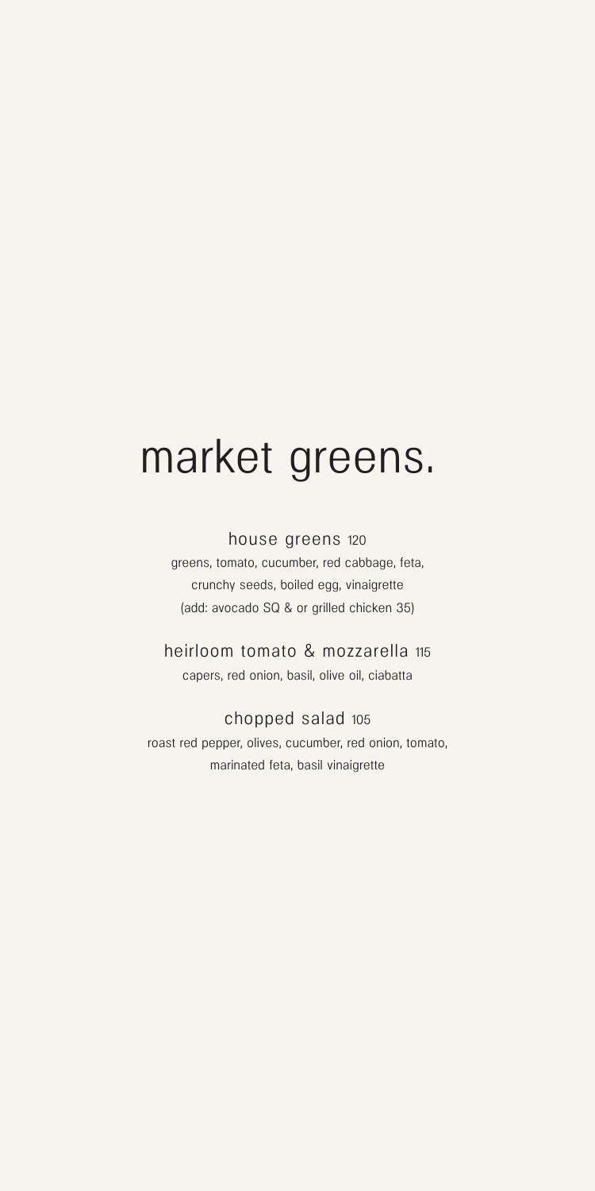# market greens.

## house greens 120

greens, tomato, cucumber, red cabbage, feta,
crunchy seeds, boiled egg, vinaigrette
(add: avocado SQ & or grilled chicken 35)

## heirloom tomato & mozzarella 115

capers, red onion, basil, olive oil, ciabatta

## chopped salad 105

roast red pepper, olives, cucumber, red onion, tomato,
marinated feta, basil vinaigrette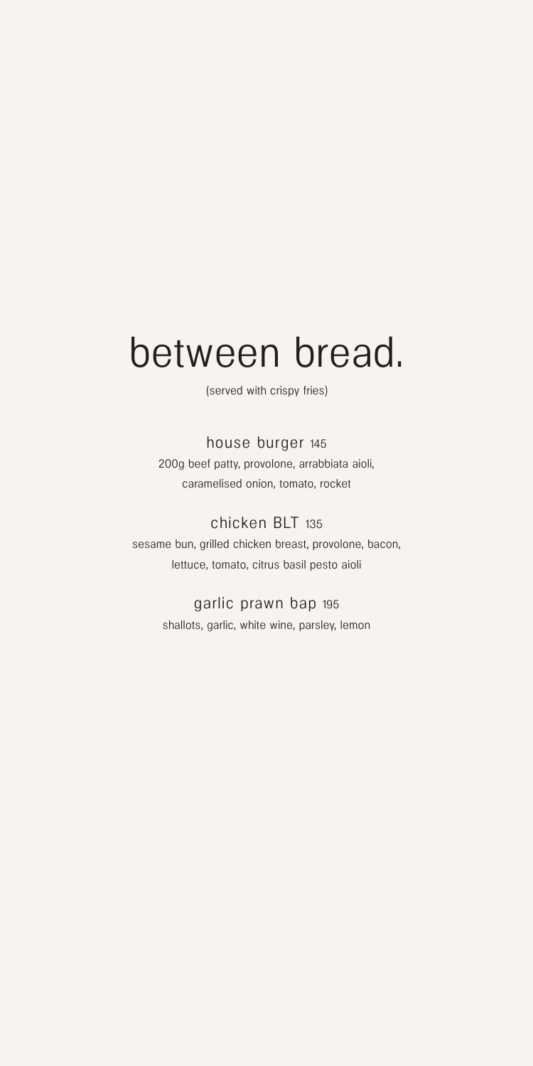# between bread.

(served with crispy fries)

### house burger 145

200g beef patty, provolone, arrabbiata aioli, caramelised onion, tomato, rocket

### chicken BLT 135

sesame bun, grilled chicken breast, provolone, bacon, lettuce, tomato, citrus basil pesto aioli

### garlic prawn bap 195

shallots, garlic, white wine, parsley, lemon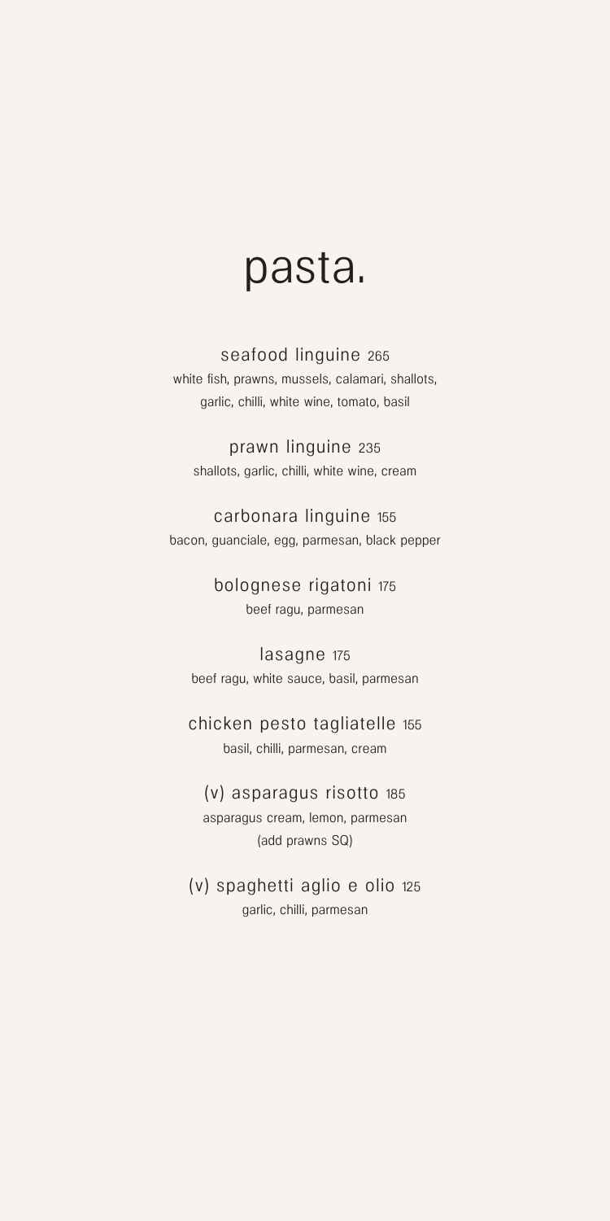# pasta.

**seafood linguine** 265
white fish, prawns, mussels, calamari, shallots, garlic, chilli, white wine, tomato, basil

**prawn linguine** 235
shallots, garlic, chilli, white wine, cream

**carbonara linguine** 155
bacon, guanciale, egg, parmesan, black pepper

**bolognese rigatoni** 175
beef ragu, parmesan

**lasagne** 175
beef ragu, white sauce, basil, parmesan

**chicken pesto tagliatelle** 155
basil, chilli, parmesan, cream

**(v) asparagus risotto** 185
asparagus cream, lemon, parmesan
(add prawns SQ)

**(v) spaghetti aglio e olio** 125
garlic, chilli, parmesan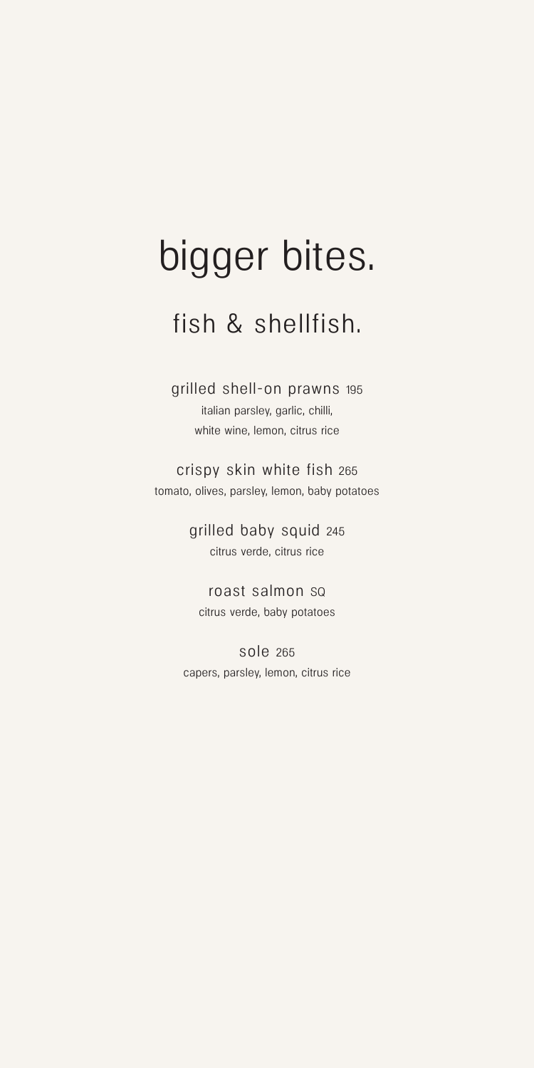# bigger bites.

## fish & shellfish.

grilled shell-on prawns 195
italian parsley, garlic, chilli,
white wine, lemon, citrus rice

crispy skin white fish 265
tomato, olives, parsley, lemon, baby potatoes

grilled baby squid 245
citrus verde, citrus rice

roast salmon SQ
citrus verde, baby potatoes

sole 265
capers, parsley, lemon, citrus rice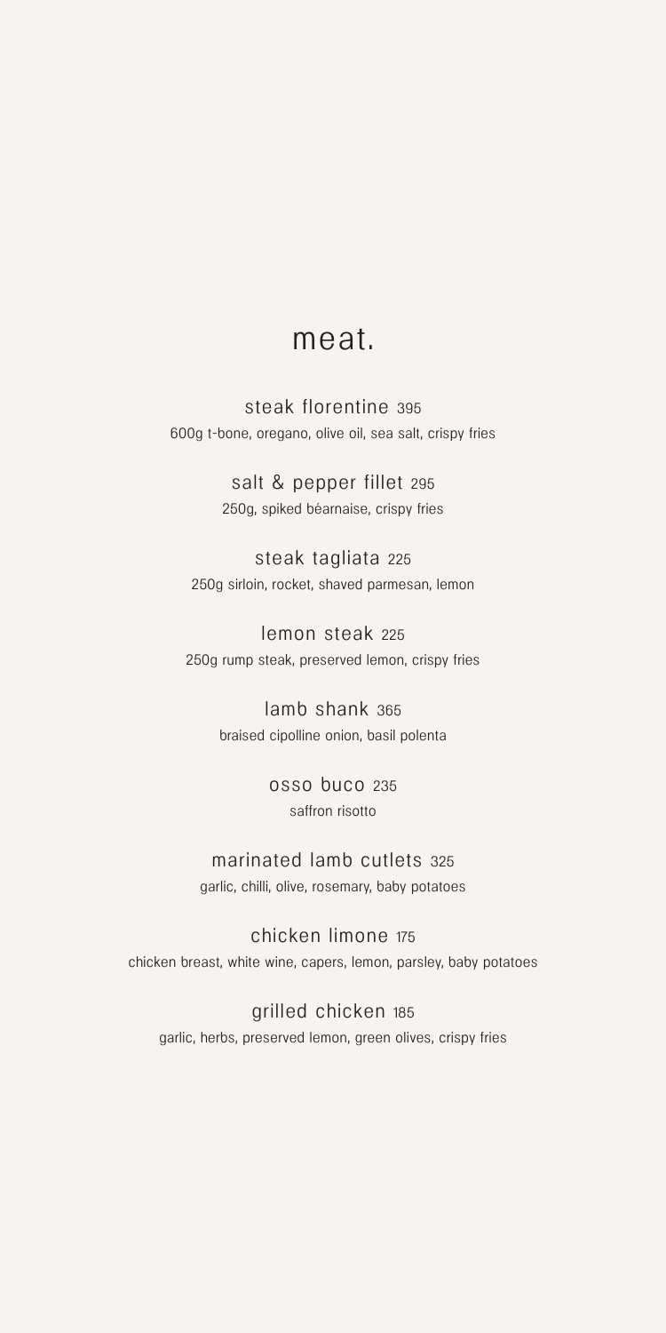# meat.

**steak florentine** 395
600g t-bone, oregano, olive oil, sea salt, crispy fries

**salt & pepper fillet** 295
250g, spiked béarnaise, crispy fries

**steak tagliata** 225
250g sirloin, rocket, shaved parmesan, lemon

**lemon steak** 225
250g rump steak, preserved lemon, crispy fries

**lamb shank** 365
braised cipolline onion, basil polenta

**osso buco** 235
saffron risotto

**marinated lamb cutlets** 325
garlic, chilli, olive, rosemary, baby potatoes

**chicken limone** 175
chicken breast, white wine, capers, lemon, parsley, baby potatoes

**grilled chicken** 185
garlic, herbs, preserved lemon, green olives, crispy fries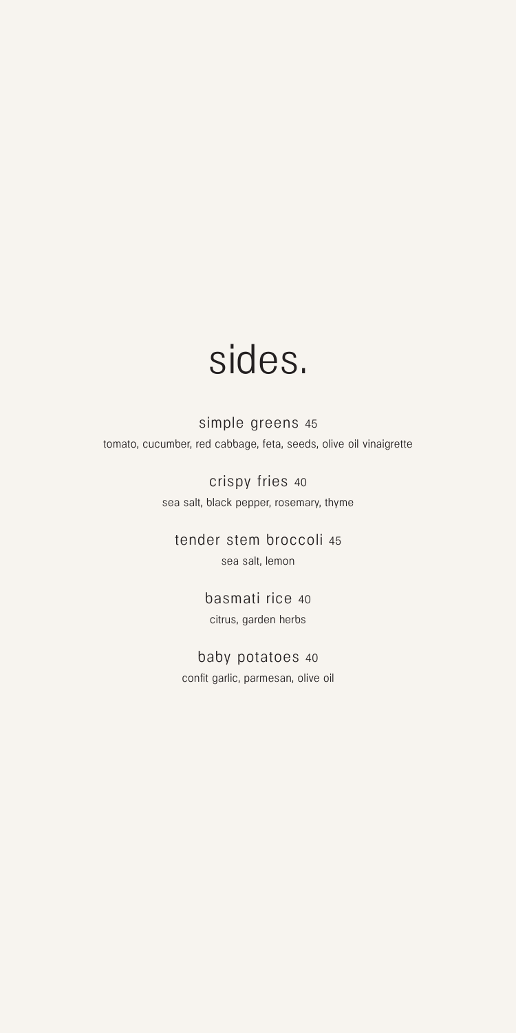# sides.

simple greens 45

tomato, cucumber, red cabbage, feta, seeds, olive oil vinaigrette

crispy fries 40

sea salt, black pepper, rosemary, thyme

tender stem broccoli 45

sea salt, lemon

basmati rice 40

citrus, garden herbs

baby potatoes 40

confit garlic, parmesan, olive oil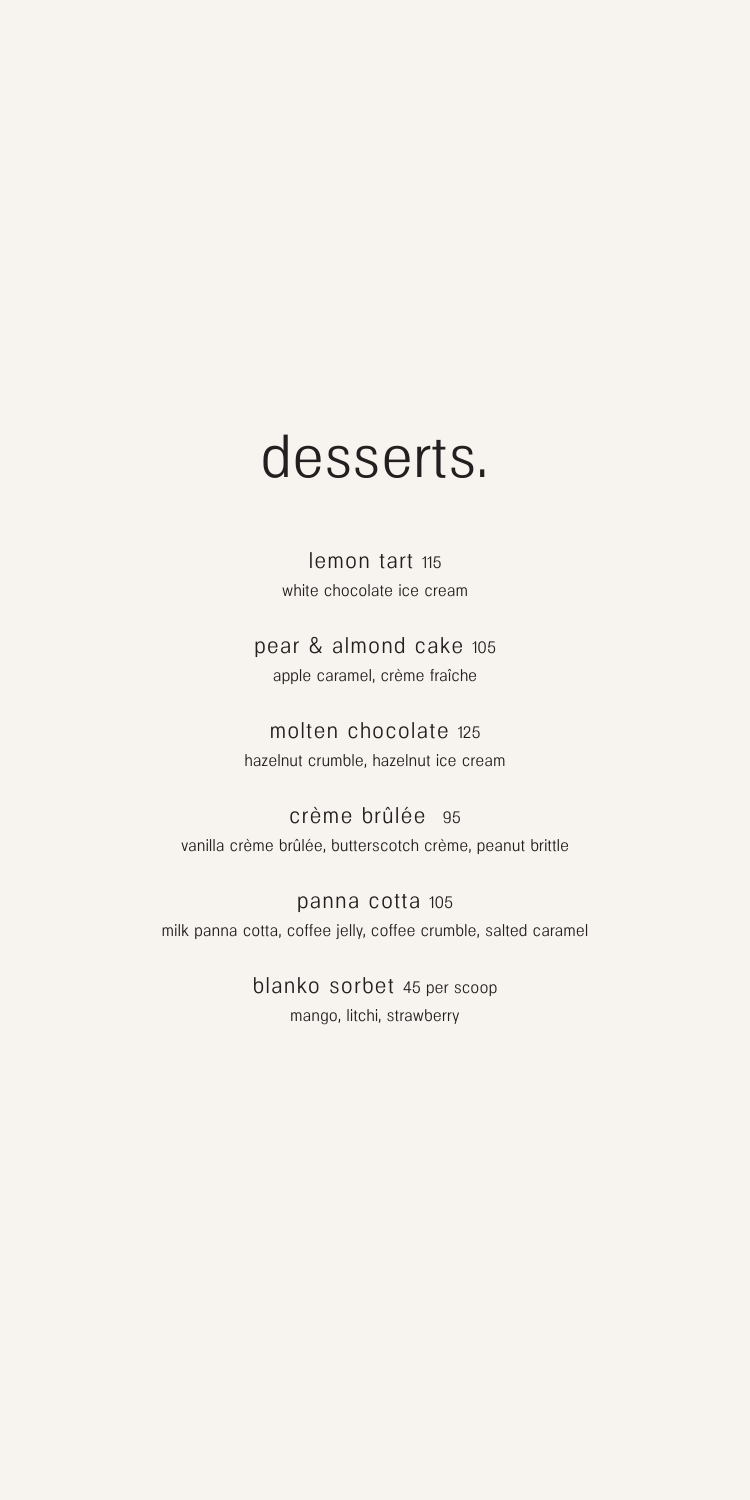# desserts.

lemon tart 115
white chocolate ice cream

pear & almond cake 105
apple caramel, crème fraîche

molten chocolate 125
hazelnut crumble, hazelnut ice cream

crème brûlée 95
vanilla crème brûlée, butterscotch crème, peanut brittle

panna cotta 105
milk panna cotta, coffee jelly, coffee crumble, salted caramel

blanko sorbet 45 per scoop
mango, litchi, strawberry